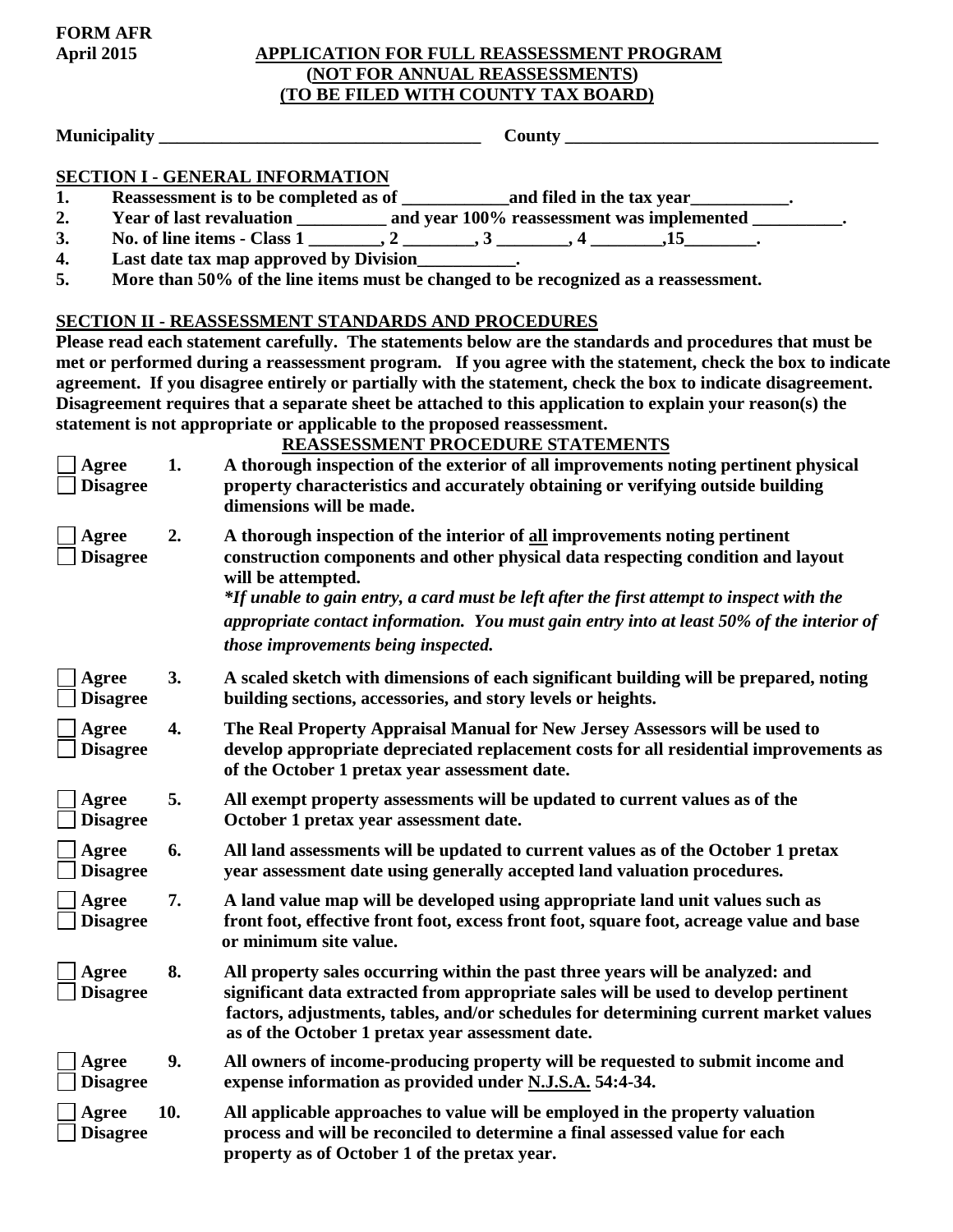**FORM AFR**
**April 2015**

# APPLICATION FOR FULL REASSESSMENT PROGRAM
## (NOT FOR ANNUAL REASSESSMENTS)
## (TO BE FILED WITH COUNTY TAX BOARD)

**Municipality ___________________________________ County ___________________________________**

## SECTION I - GENERAL INFORMATION

1. **Reassessment is to be completed as of ____________and filed in the tax year___________.**
2. **Year of last revaluation __________ and year 100% reassessment was implemented __________.**
3. **No. of line items - Class 1 ________, 2 ________, 3 ________, 4 ________,15________.**
4. **Last date tax map approved by Division___________.**
5. **More than 50% of the line items must be changed to be recognized as a reassessment.**

## SECTION II - REASSESSMENT STANDARDS AND PROCEDURES

**Please read each statement carefully. The statements below are the standards and procedures that must be met or performed during a reassessment program. If you agree with the statement, check the box to indicate agreement. If you disagree entirely or partially with the statement, check the box to indicate disagreement. Disagreement requires that a separate sheet be attached to this application to explain your reason(s) the statement is not appropriate or applicable to the proposed reassessment.**

### REASSESSMENT PROCEDURE STATEMENTS

☐ Agree ☐ Disagree **1.** **A thorough inspection of the exterior of all improvements noting pertinent physical property characteristics and accurately obtaining or verifying outside building dimensions will be made.**

☐ Agree ☐ Disagree **2.** **A thorough inspection of the interior of <u>all</u> improvements noting pertinent construction components and other physical data respecting condition and layout will be attempted.**
***If unable to gain entry, a card must be left after the first attempt to inspect with the appropriate contact information. You must gain entry into at least 50% of the interior of those improvements being inspected.***

☐ Agree ☐ Disagree **3.** **A scaled sketch with dimensions of each significant building will be prepared, noting building sections, accessories, and story levels or heights.**

☐ Agree ☐ Disagree **4.** **The Real Property Appraisal Manual for New Jersey Assessors will be used to develop appropriate depreciated replacement costs for all residential improvements as of the October 1 pretax year assessment date.**

☐ Agree ☐ Disagree **5.** **All exempt property assessments will be updated to current values as of the October 1 pretax year assessment date.**

☐ Agree ☐ Disagree **6.** **All land assessments will be updated to current values as of the October 1 pretax year assessment date using generally accepted land valuation procedures.**

☐ Agree ☐ Disagree **7.** **A land value map will be developed using appropriate land unit values such as front foot, effective front foot, excess front foot, square foot, acreage value and base or minimum site value.**

☐ Agree ☐ Disagree **8.** **All property sales occurring within the past three years will be analyzed: and significant data extracted from appropriate sales will be used to develop pertinent factors, adjustments, tables, and/or schedules for determining current market values as of the October 1 pretax year assessment date.**

☐ Agree ☐ Disagree **9.** **All owners of income-producing property will be requested to submit income and expense information as provided under <u>N.J.S.A.</u> 54:4-34.**

☐ Agree ☐ Disagree **10.** **All applicable approaches to value will be employed in the property valuation process and will be reconciled to determine a final assessed value for each property as of October 1 of the pretax year.**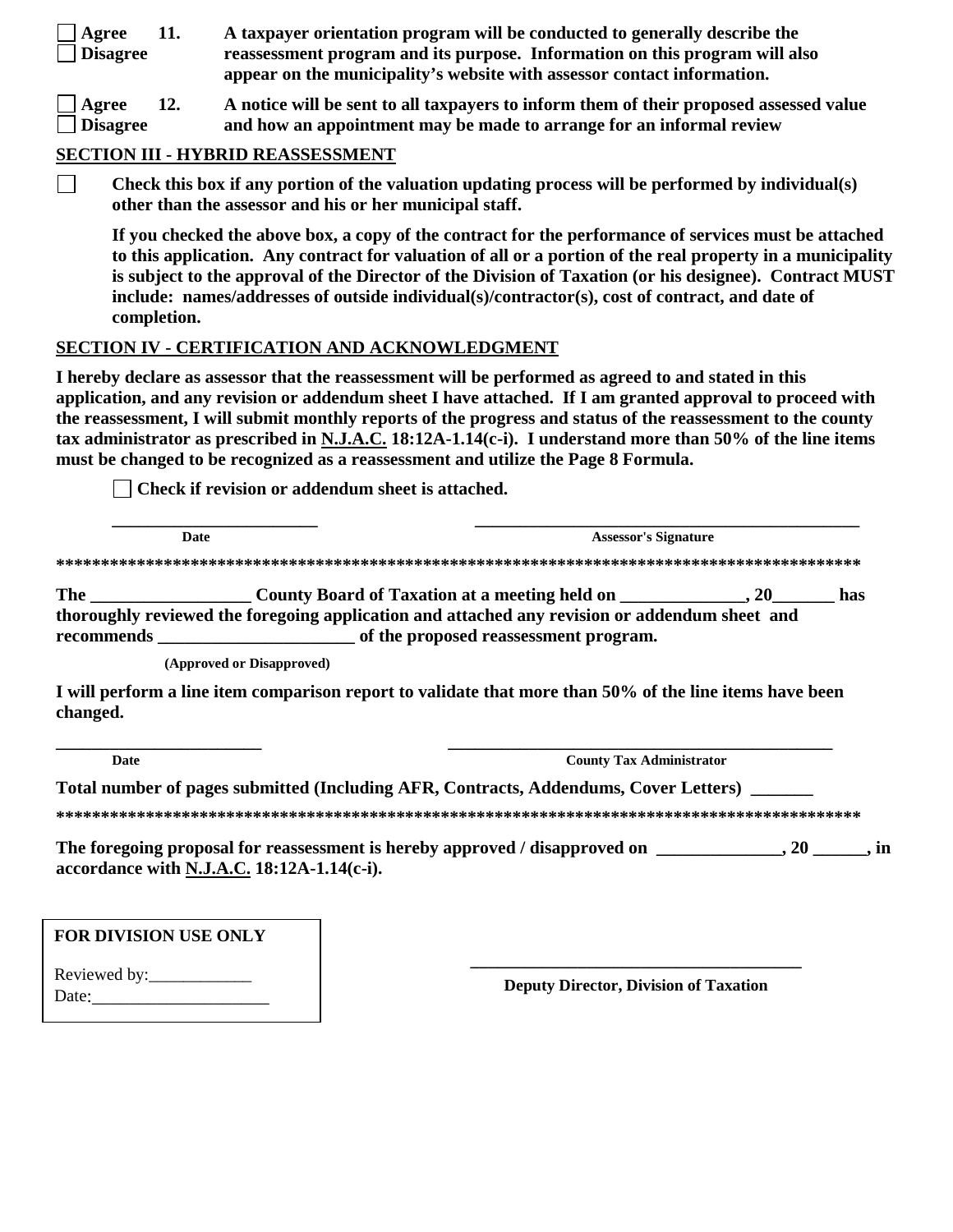☐ **Agree** ☐ **Disagree** **11. A taxpayer orientation program will be conducted to generally describe the reassessment program and its purpose. Information on this program will also appear on the municipality's website with assessor contact information.**

☐ **Agree** ☐ **Disagree** **12. A notice will be sent to all taxpayers to inform them of their proposed assessed value and how an appointment may be made to arrange for an informal review**

## SECTION III - HYBRID REASSESSMENT

☐ **Check this box if any portion of the valuation updating process will be performed by individual(s) other than the assessor and his or her municipal staff.**

**If you checked the above box, a copy of the contract for the performance of services must be attached to this application. Any contract for valuation of all or a portion of the real property in a municipality is subject to the approval of the Director of the Division of Taxation (or his designee). Contract MUST include: names/addresses of outside individual(s)/contractor(s), cost of contract, and date of completion.**

## SECTION IV - CERTIFICATION AND ACKNOWLEDGMENT

**I hereby declare as assessor that the reassessment will be performed as agreed to and stated in this application, and any revision or addendum sheet I have attached. If I am granted approval to proceed with the reassessment, I will submit monthly reports of the progress and status of the reassessment to the county tax administrator as prescribed in N.J.A.C. 18:12A-1.14(c-i). I understand more than 50% of the line items must be changed to be recognized as a reassessment and utilize the Page 8 Formula.**

☐ **Check if revision or addendum sheet is attached.**

________________________ ________________________________________________
**Date** **Assessor's Signature**

******************************************************************************************************

**The __________________ County Board of Taxation at a meeting held on ______________, 20_______ has thoroughly reviewed the foregoing application and attached any revision or addendum sheet and recommends ______________________ of the proposed reassessment program.**

**(Approved or Disapproved)**

**I will perform a line item comparison report to validate that more than 50% of the line items have been changed.**

________________________ ________________________________________________
**Date** **County Tax Administrator**

**Total number of pages submitted (Including AFR, Contracts, Addendums, Cover Letters) _______**

******************************************************************************************************

**The foregoing proposal for reassessment is hereby approved / disapproved on ______________, 20 ______, in accordance with N.J.A.C. 18:12A-1.14(c-i).**

**FOR DIVISION USE ONLY**

Reviewed by:____________

Date:____________________

________________________________________
**Deputy Director, Division of Taxation**